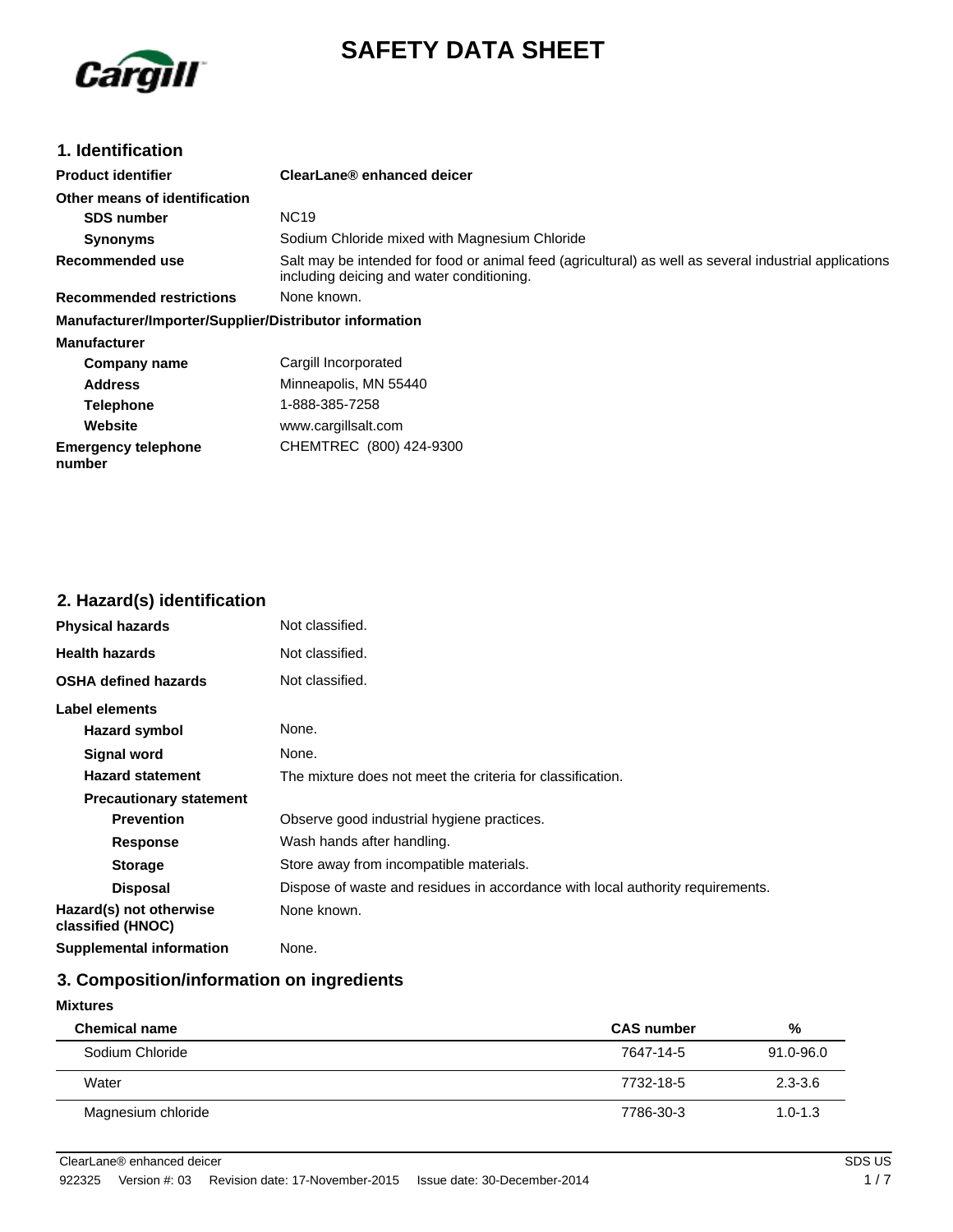# SAFETY DATA SHEET

## 1. Identification

**Product identifier** **ClearLane® enhanced deicer**

**Other means of identification**

**SDS number** NC19

**Synonyms** Sodium Chloride mixed with Magnesium Chloride

**Recommended use** Salt may be intended for food or animal feed (agricultural) as well as several industrial applications including deicing and water conditioning.

**Recommended restrictions** None known.

**Manufacturer/Importer/Supplier/Distributor information**

**Manufacturer**

**Company name** Cargill Incorporated

**Address** Minneapolis, MN 55440

**Telephone** 1-888-385-7258

**Website** www.cargillsalt.com

**Emergency telephone number** CHEMTREC (800) 424-9300

## 2. Hazard(s) identification

**Physical hazards** Not classified.

**Health hazards** Not classified.

**OSHA defined hazards** Not classified.

**Label elements**

**Hazard symbol** None.

**Signal word** None.

**Hazard statement** The mixture does not meet the criteria for classification.

**Precautionary statement**

**Prevention** Observe good industrial hygiene practices.

**Response** Wash hands after handling.

**Storage** Store away from incompatible materials.

**Disposal** Dispose of waste and residues in accordance with local authority requirements.

**Hazard(s) not otherwise classified (HNOC)** None known.

**Supplemental information** None.

## 3. Composition/information on ingredients

**Mixtures**

| Chemical name | CAS number | % |
|---|---|---|
| Sodium Chloride | 7647-14-5 | 91.0-96.0 |
| Water | 7732-18-5 | 2.3-3.6 |
| Magnesium chloride | 7786-30-3 | 1.0-1.3 |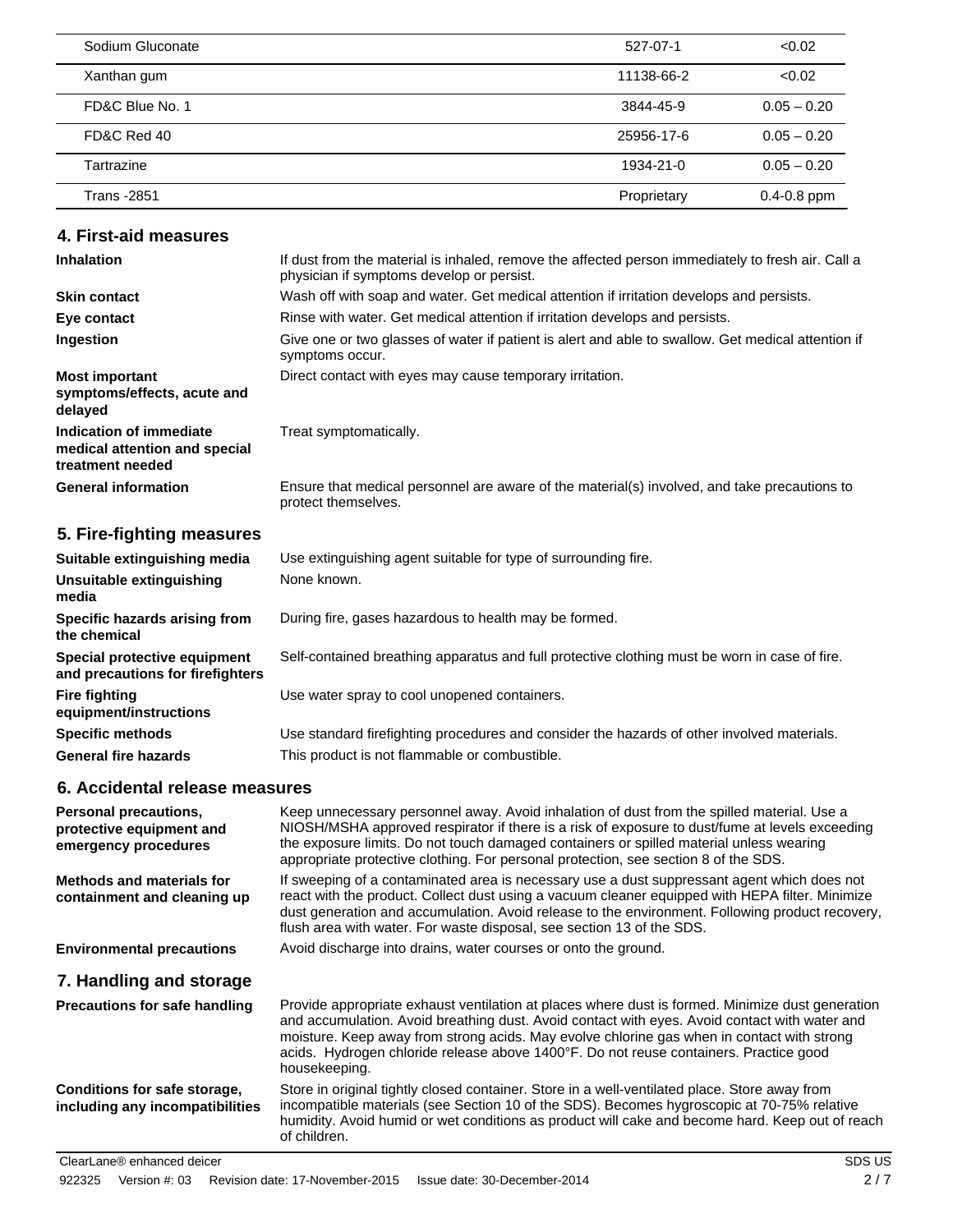| | | |
|---|---|---|
| Sodium Gluconate | 527-07-1 | <0.02 |
| Xanthan gum | 11138-66-2 | <0.02 |
| FD&C Blue No. 1 | 3844-45-9 | 0.05 – 0.20 |
| FD&C Red 40 | 25956-17-6 | 0.05 – 0.20 |
| Tartrazine | 1934-21-0 | 0.05 – 0.20 |
| Trans -2851 | Proprietary | 0.4-0.8 ppm |

## 4. First-aid measures

**Inhalation** — If dust from the material is inhaled, remove the affected person immediately to fresh air. Call a physician if symptoms develop or persist.

**Skin contact** — Wash off with soap and water. Get medical attention if irritation develops and persists.

**Eye contact** — Rinse with water. Get medical attention if irritation develops and persists.

**Ingestion** — Give one or two glasses of water if patient is alert and able to swallow. Get medical attention if symptoms occur.

**Most important symptoms/effects, acute and delayed** — Direct contact with eyes may cause temporary irritation.

**Indication of immediate medical attention and special treatment needed** — Treat symptomatically.

**General information** — Ensure that medical personnel are aware of the material(s) involved, and take precautions to protect themselves.

## 5. Fire-fighting measures

**Suitable extinguishing media** — Use extinguishing agent suitable for type of surrounding fire.

**Unsuitable extinguishing media** — None known.

**Specific hazards arising from the chemical** — During fire, gases hazardous to health may be formed.

**Special protective equipment and precautions for firefighters** — Self-contained breathing apparatus and full protective clothing must be worn in case of fire.

**Fire fighting equipment/instructions** — Use water spray to cool unopened containers.

**Specific methods** — Use standard firefighting procedures and consider the hazards of other involved materials.

**General fire hazards** — This product is not flammable or combustible.

## 6. Accidental release measures

**Personal precautions, protective equipment and emergency procedures** — Keep unnecessary personnel away. Avoid inhalation of dust from the spilled material. Use a NIOSH/MSHA approved respirator if there is a risk of exposure to dust/fume at levels exceeding the exposure limits. Do not touch damaged containers or spilled material unless wearing appropriate protective clothing. For personal protection, see section 8 of the SDS.

**Methods and materials for containment and cleaning up** — If sweeping of a contaminated area is necessary use a dust suppressant agent which does not react with the product. Collect dust using a vacuum cleaner equipped with HEPA filter. Minimize dust generation and accumulation. Avoid release to the environment. Following product recovery, flush area with water. For waste disposal, see section 13 of the SDS.

**Environmental precautions** — Avoid discharge into drains, water courses or onto the ground.

## 7. Handling and storage

**Precautions for safe handling** — Provide appropriate exhaust ventilation at places where dust is formed. Minimize dust generation and accumulation. Avoid breathing dust. Avoid contact with eyes. Avoid contact with water and moisture. Keep away from strong acids. May evolve chlorine gas when in contact with strong acids. Hydrogen chloride release above 1400°F. Do not reuse containers. Practice good housekeeping.

**Conditions for safe storage, including any incompatibilities** — Store in original tightly closed container. Store in a well-ventilated place. Store away from incompatible materials (see Section 10 of the SDS). Becomes hygroscopic at 70-75% relative humidity. Avoid humid or wet conditions as product will cake and become hard. Keep out of reach of children.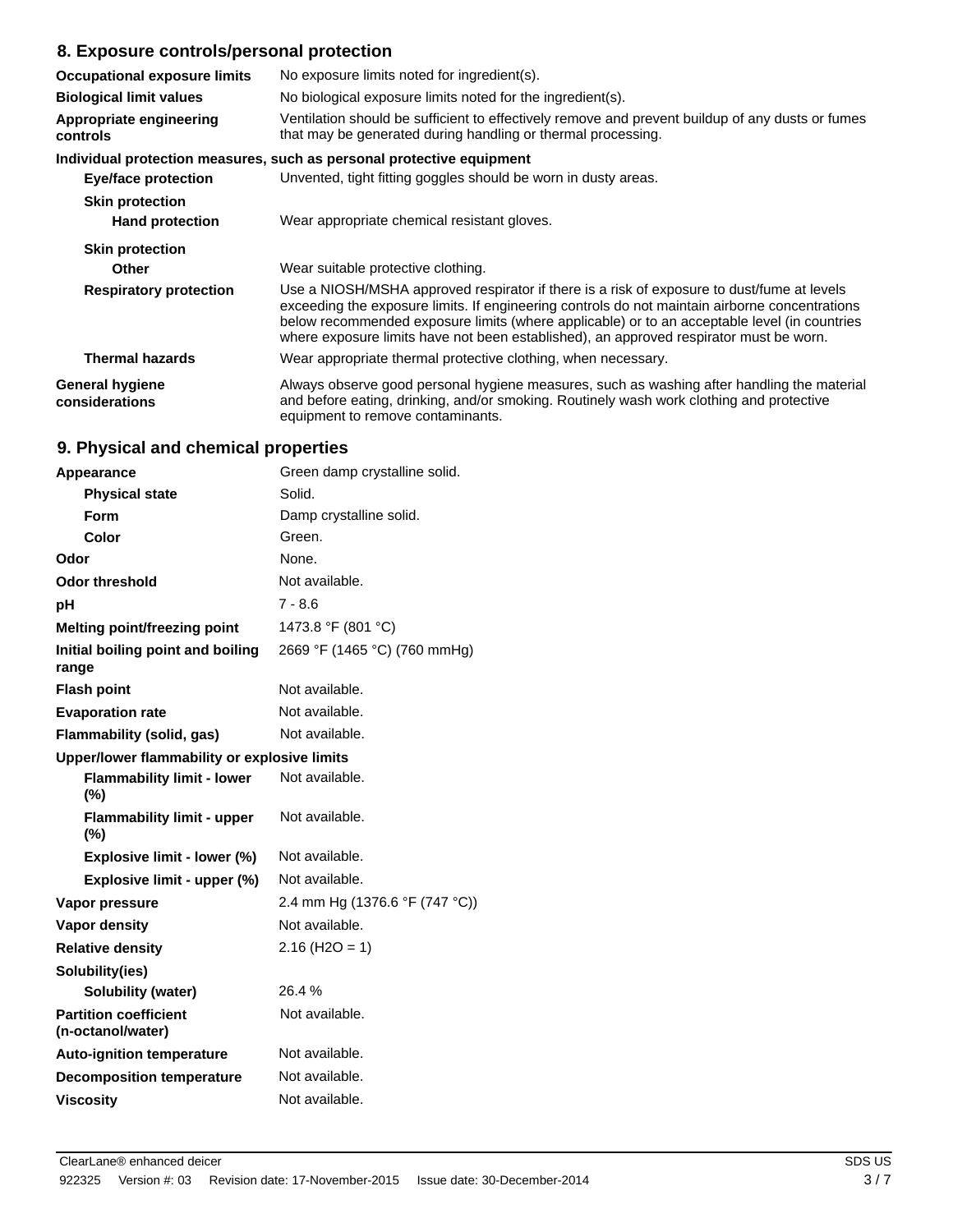## 8. Exposure controls/personal protection

| | |
|---|---|
| **Occupational exposure limits** | No exposure limits noted for ingredient(s). |
| **Biological limit values** | No biological exposure limits noted for the ingredient(s). |
| **Appropriate engineering controls** | Ventilation should be sufficient to effectively remove and prevent buildup of any dusts or fumes that may be generated during handling or thermal processing. |

**Individual protection measures, such as personal protective equipment**

| | |
|---|---|
| **Eye/face protection** | Unvented, tight fitting goggles should be worn in dusty areas. |
| **Skin protection** | |
| **Hand protection** | Wear appropriate chemical resistant gloves. |
| **Skin protection** | |
| **Other** | Wear suitable protective clothing. |
| **Respiratory protection** | Use a NIOSH/MSHA approved respirator if there is a risk of exposure to dust/fume at levels exceeding the exposure limits. If engineering controls do not maintain airborne concentrations below recommended exposure limits (where applicable) or to an acceptable level (in countries where exposure limits have not been established), an approved respirator must be worn. |
| **Thermal hazards** | Wear appropriate thermal protective clothing, when necessary. |
| **General hygiene considerations** | Always observe good personal hygiene measures, such as washing after handling the material and before eating, drinking, and/or smoking. Routinely wash work clothing and protective equipment to remove contaminants. |

## 9. Physical and chemical properties

| | |
|---|---|
| **Appearance** | Green damp crystalline solid. |
| **Physical state** | Solid. |
| **Form** | Damp crystalline solid. |
| **Color** | Green. |
| **Odor** | None. |
| **Odor threshold** | Not available. |
| **pH** | 7 - 8.6 |
| **Melting point/freezing point** | 1473.8 °F (801 °C) |
| **Initial boiling point and boiling range** | 2669 °F (1465 °C) (760 mmHg) |
| **Flash point** | Not available. |
| **Evaporation rate** | Not available. |
| **Flammability (solid, gas)** | Not available. |
| **Upper/lower flammability or explosive limits** | |
| **Flammability limit - lower (%)** | Not available. |
| **Flammability limit - upper (%)** | Not available. |
| **Explosive limit - lower (%)** | Not available. |
| **Explosive limit - upper (%)** | Not available. |
| **Vapor pressure** | 2.4 mm Hg (1376.6 °F (747 °C)) |
| **Vapor density** | Not available. |
| **Relative density** | 2.16 ($H_2O$ = 1) |
| **Solubility(ies)** | |
| **Solubility (water)** | 26.4 % |
| **Partition coefficient (n-octanol/water)** | Not available. |
| **Auto-ignition temperature** | Not available. |
| **Decomposition temperature** | Not available. |
| **Viscosity** | Not available. |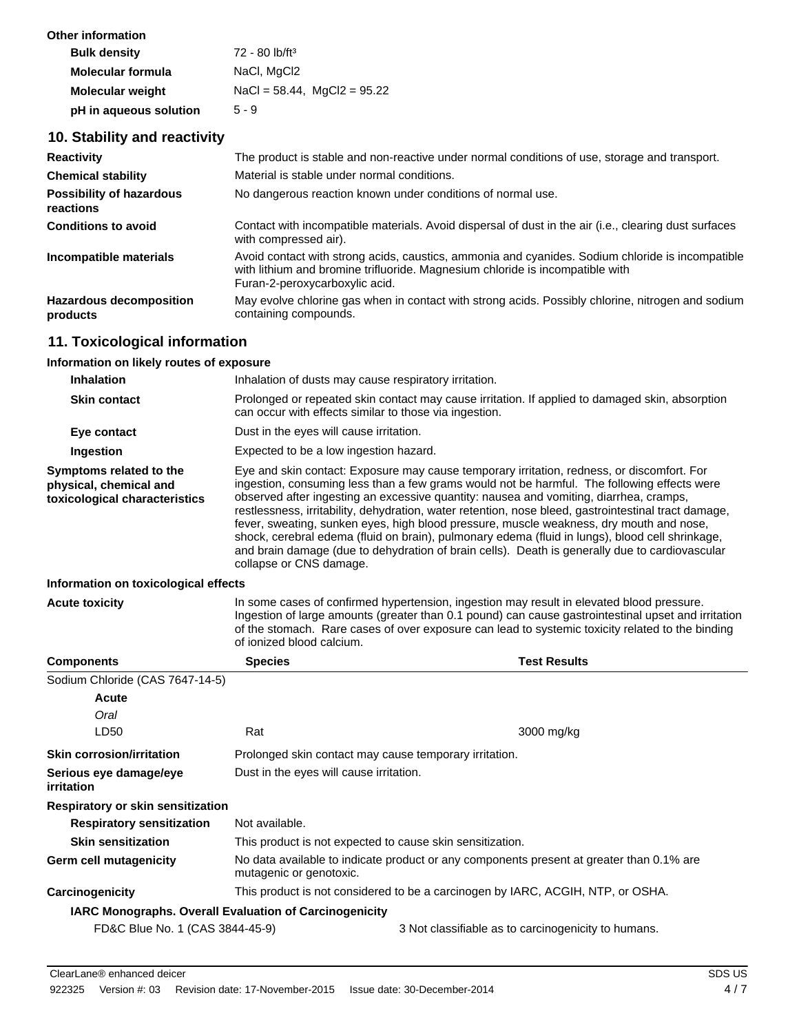**Other information**

| | |
|---|---|
| **Bulk density** | 72 - 80 lb/ft³ |
| **Molecular formula** | NaCl, $MgCl_2$ |
| **Molecular weight** | NaCl = 58.44, $MgCl_2$ = 95.22 |
| **pH in aqueous solution** | 5 - 9 |

## 10. Stability and reactivity

| | |
|---|---|
| **Reactivity** | The product is stable and non-reactive under normal conditions of use, storage and transport. |
| **Chemical stability** | Material is stable under normal conditions. |
| **Possibility of hazardous reactions** | No dangerous reaction known under conditions of normal use. |
| **Conditions to avoid** | Contact with incompatible materials. Avoid dispersal of dust in the air (i.e., clearing dust surfaces with compressed air). |
| **Incompatible materials** | Avoid contact with strong acids, caustics, ammonia and cyanides. Sodium chloride is incompatible with lithium and bromine trifluoride. Magnesium chloride is incompatible with Furan-2-peroxycarboxylic acid. |
| **Hazardous decomposition products** | May evolve chlorine gas when in contact with strong acids. Possibly chlorine, nitrogen and sodium containing compounds. |

## 11. Toxicological information

**Information on likely routes of exposure**

| | |
|---|---|
| **Inhalation** | Inhalation of dusts may cause respiratory irritation. |
| **Skin contact** | Prolonged or repeated skin contact may cause irritation. If applied to damaged skin, absorption can occur with effects similar to those via ingestion. |
| **Eye contact** | Dust in the eyes will cause irritation. |
| **Ingestion** | Expected to be a low ingestion hazard. |
| **Symptoms related to the physical, chemical and toxicological characteristics** | Eye and skin contact: Exposure may cause temporary irritation, redness, or discomfort. For ingestion, consuming less than a few grams would not be harmful. The following effects were observed after ingesting an excessive quantity: nausea and vomiting, diarrhea, cramps, restlessness, irritability, dehydration, water retention, nose bleed, gastrointestinal tract damage, fever, sweating, sunken eyes, high blood pressure, muscle weakness, dry mouth and nose, shock, cerebral edema (fluid on brain), pulmonary edema (fluid in lungs), blood cell shrinkage, and brain damage (due to dehydration of brain cells). Death is generally due to cardiovascular collapse or CNS damage. |

**Information on toxicological effects**

| | |
|---|---|
| **Acute toxicity** | In some cases of confirmed hypertension, ingestion may result in elevated blood pressure. Ingestion of large amounts (greater than 0.1 pound) can cause gastrointestinal upset and irritation of the stomach. Rare cases of over exposure can lead to systemic toxicity related to the binding of ionized blood calcium. |

| **Components** | **Species** | **Test Results** |
|---|---|---|
| Sodium Chloride (CAS 7647-14-5) | | |
| **Acute** | | |
| *Oral* | | |
| LD50 | Rat | 3000 mg/kg |

| | |
|---|---|
| **Skin corrosion/irritation** | Prolonged skin contact may cause temporary irritation. |
| **Serious eye damage/eye irritation** | Dust in the eyes will cause irritation. |

**Respiratory or skin sensitization**

| | |
|---|---|
| **Respiratory sensitization** | Not available. |
| **Skin sensitization** | This product is not expected to cause skin sensitization. |
| **Germ cell mutagenicity** | No data available to indicate product or any components present at greater than 0.1% are mutagenic or genotoxic. |
| **Carcinogenicity** | This product is not considered to be a carcinogen by IARC, ACGIH, NTP, or OSHA. |

**IARC Monographs. Overall Evaluation of Carcinogenicity**

| | |
|---|---|
| FD&C Blue No. 1 (CAS 3844-45-9) | 3 Not classifiable as to carcinogenicity to humans. |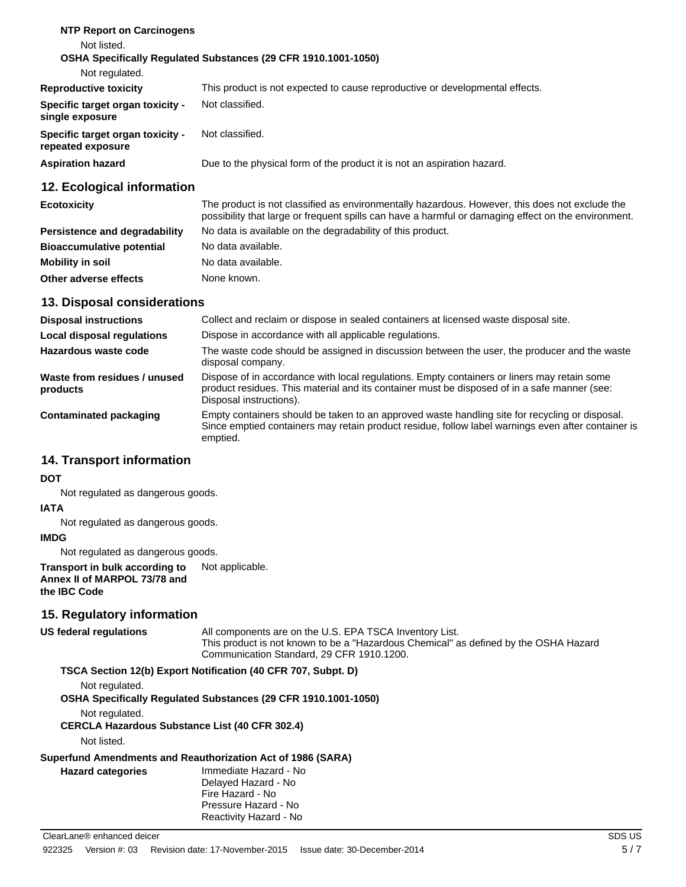**NTP Report on Carcinogens**

Not listed.

**OSHA Specifically Regulated Substances (29 CFR 1910.1001-1050)**

Not regulated.

| | |
|---|---|
| **Reproductive toxicity** | This product is not expected to cause reproductive or developmental effects. |
| **Specific target organ toxicity - single exposure** | Not classified. |
| **Specific target organ toxicity - repeated exposure** | Not classified. |
| **Aspiration hazard** | Due to the physical form of the product it is not an aspiration hazard. |

## 12. Ecological information

| | |
|---|---|
| **Ecotoxicity** | The product is not classified as environmentally hazardous. However, this does not exclude the possibility that large or frequent spills can have a harmful or damaging effect on the environment. |
| **Persistence and degradability** | No data is available on the degradability of this product. |
| **Bioaccumulative potential** | No data available. |
| **Mobility in soil** | No data available. |
| **Other adverse effects** | None known. |

## 13. Disposal considerations

| | |
|---|---|
| **Disposal instructions** | Collect and reclaim or dispose in sealed containers at licensed waste disposal site. |
| **Local disposal regulations** | Dispose in accordance with all applicable regulations. |
| **Hazardous waste code** | The waste code should be assigned in discussion between the user, the producer and the waste disposal company. |
| **Waste from residues / unused products** | Dispose of in accordance with local regulations. Empty containers or liners may retain some product residues. This material and its container must be disposed of in a safe manner (see: Disposal instructions). |
| **Contaminated packaging** | Empty containers should be taken to an approved waste handling site for recycling or disposal. Since emptied containers may retain product residue, follow label warnings even after container is emptied. |

## 14. Transport information

**DOT**

Not regulated as dangerous goods.

**IATA**

Not regulated as dangerous goods.

**IMDG**

Not regulated as dangerous goods.

**Transport in bulk according to Annex II of MARPOL 73/78 and the IBC Code** Not applicable.

## 15. Regulatory information

**US federal regulations** All components are on the U.S. EPA TSCA Inventory List.
This product is not known to be a "Hazardous Chemical" as defined by the OSHA Hazard Communication Standard, 29 CFR 1910.1200.

**TSCA Section 12(b) Export Notification (40 CFR 707, Subpt. D)**

Not regulated.

**OSHA Specifically Regulated Substances (29 CFR 1910.1001-1050)**

Not regulated.

**CERCLA Hazardous Substance List (40 CFR 302.4)**

Not listed.

**Superfund Amendments and Reauthorization Act of 1986 (SARA)**

**Hazard categories**

Immediate Hazard - No
Delayed Hazard - No
Fire Hazard - No
Pressure Hazard - No
Reactivity Hazard - No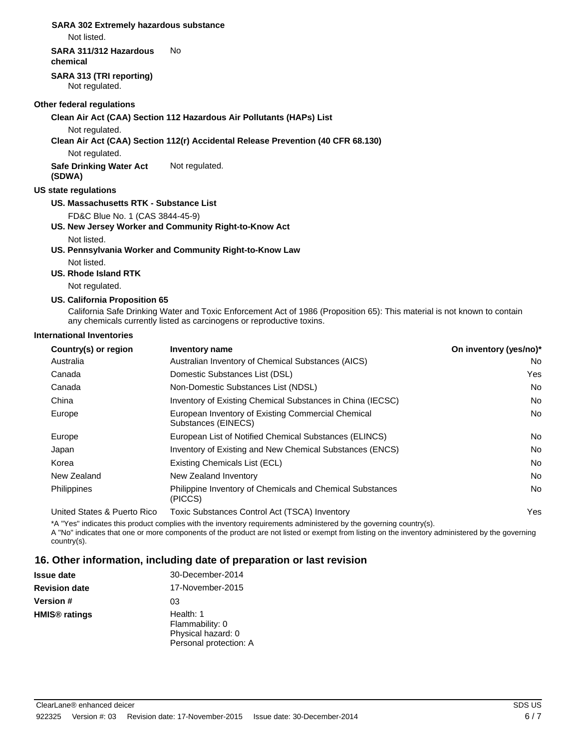**SARA 302 Extremely hazardous substance**

Not listed.

**SARA 311/312 Hazardous chemical** No

**SARA 313 (TRI reporting)**

Not regulated.

**Other federal regulations**

**Clean Air Act (CAA) Section 112 Hazardous Air Pollutants (HAPs) List**

Not regulated.

**Clean Air Act (CAA) Section 112(r) Accidental Release Prevention (40 CFR 68.130)**

Not regulated.

**Safe Drinking Water Act (SDWA)** Not regulated.

**US state regulations**

**US. Massachusetts RTK - Substance List**

FD&C Blue No. 1 (CAS 3844-45-9)

**US. New Jersey Worker and Community Right-to-Know Act**

Not listed.

**US. Pennsylvania Worker and Community Right-to-Know Law**

Not listed.

**US. Rhode Island RTK**

Not regulated.

**US. California Proposition 65**

California Safe Drinking Water and Toxic Enforcement Act of 1986 (Proposition 65): This material is not known to contain any chemicals currently listed as carcinogens or reproductive toxins.

**International Inventories**

| Country(s) or region | Inventory name | On inventory (yes/no)* |
|---|---|---|
| Australia | Australian Inventory of Chemical Substances (AICS) | No |
| Canada | Domestic Substances List (DSL) | Yes |
| Canada | Non-Domestic Substances List (NDSL) | No |
| China | Inventory of Existing Chemical Substances in China (IECSC) | No |
| Europe | European Inventory of Existing Commercial Chemical Substances (EINECS) | No |
| Europe | European List of Notified Chemical Substances (ELINCS) | No |
| Japan | Inventory of Existing and New Chemical Substances (ENCS) | No |
| Korea | Existing Chemicals List (ECL) | No |
| New Zealand | New Zealand Inventory | No |
| Philippines | Philippine Inventory of Chemicals and Chemical Substances (PICCS) | No |
| United States & Puerto Rico | Toxic Substances Control Act (TSCA) Inventory | Yes |

*A "Yes" indicates this product complies with the inventory requirements administered by the governing country(s).
A "No" indicates that one or more components of the product are not listed or exempt from listing on the inventory administered by the governing country(s).

## 16. Other information, including date of preparation or last revision

**Issue date** 30-December-2014

**Revision date** 17-November-2015

**Version #** 03

**HMIS® ratings** Health: 1
Flammability: 0
Physical hazard: 0
Personal protection: A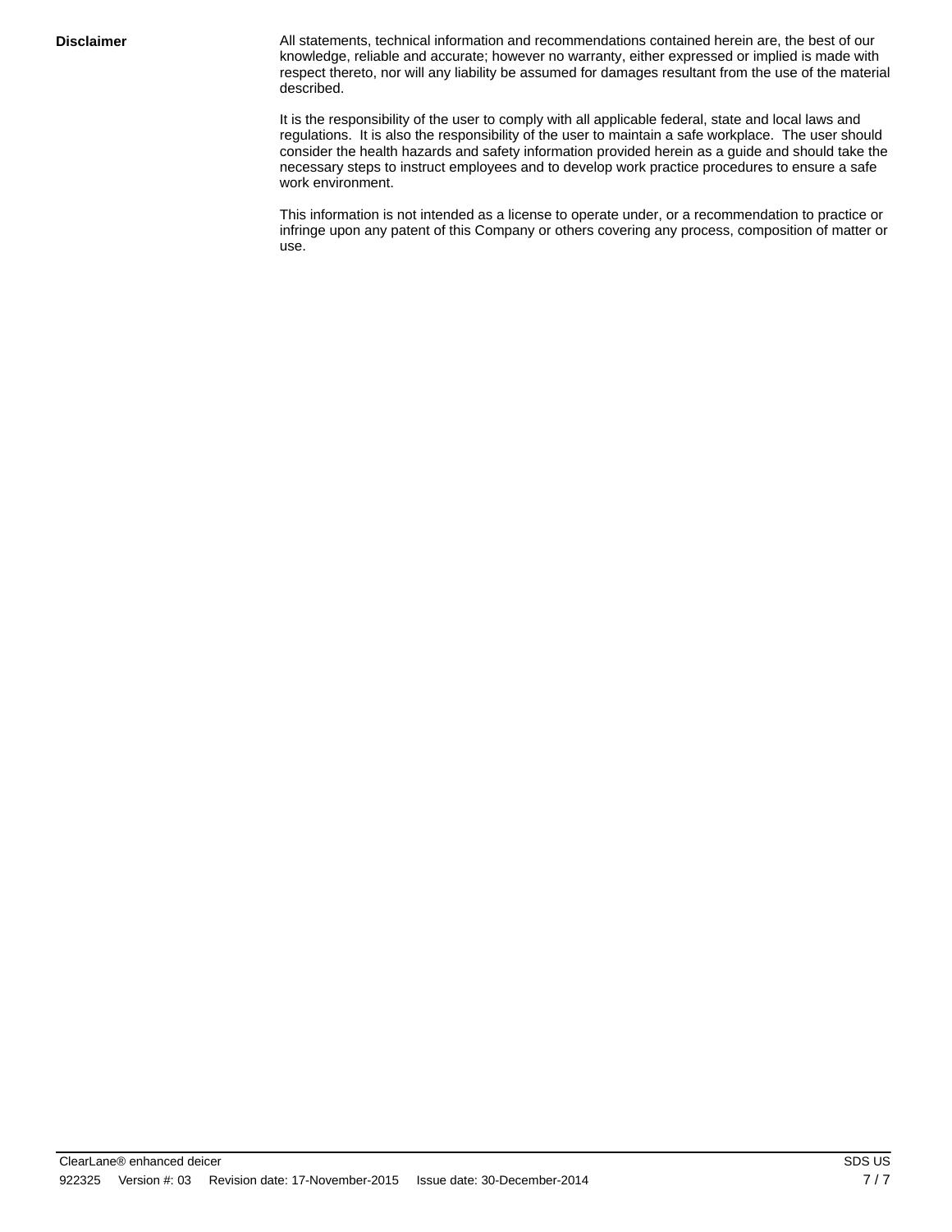**Disclaimer**

All statements, technical information and recommendations contained herein are, the best of our knowledge, reliable and accurate; however no warranty, either expressed or implied is made with respect thereto, nor will any liability be assumed for damages resultant from the use of the material described.

It is the responsibility of the user to comply with all applicable federal, state and local laws and regulations. It is also the responsibility of the user to maintain a safe workplace. The user should consider the health hazards and safety information provided herein as a guide and should take the necessary steps to instruct employees and to develop work practice procedures to ensure a safe work environment.

This information is not intended as a license to operate under, or a recommendation to practice or infringe upon any patent of this Company or others covering any process, composition of matter or use.